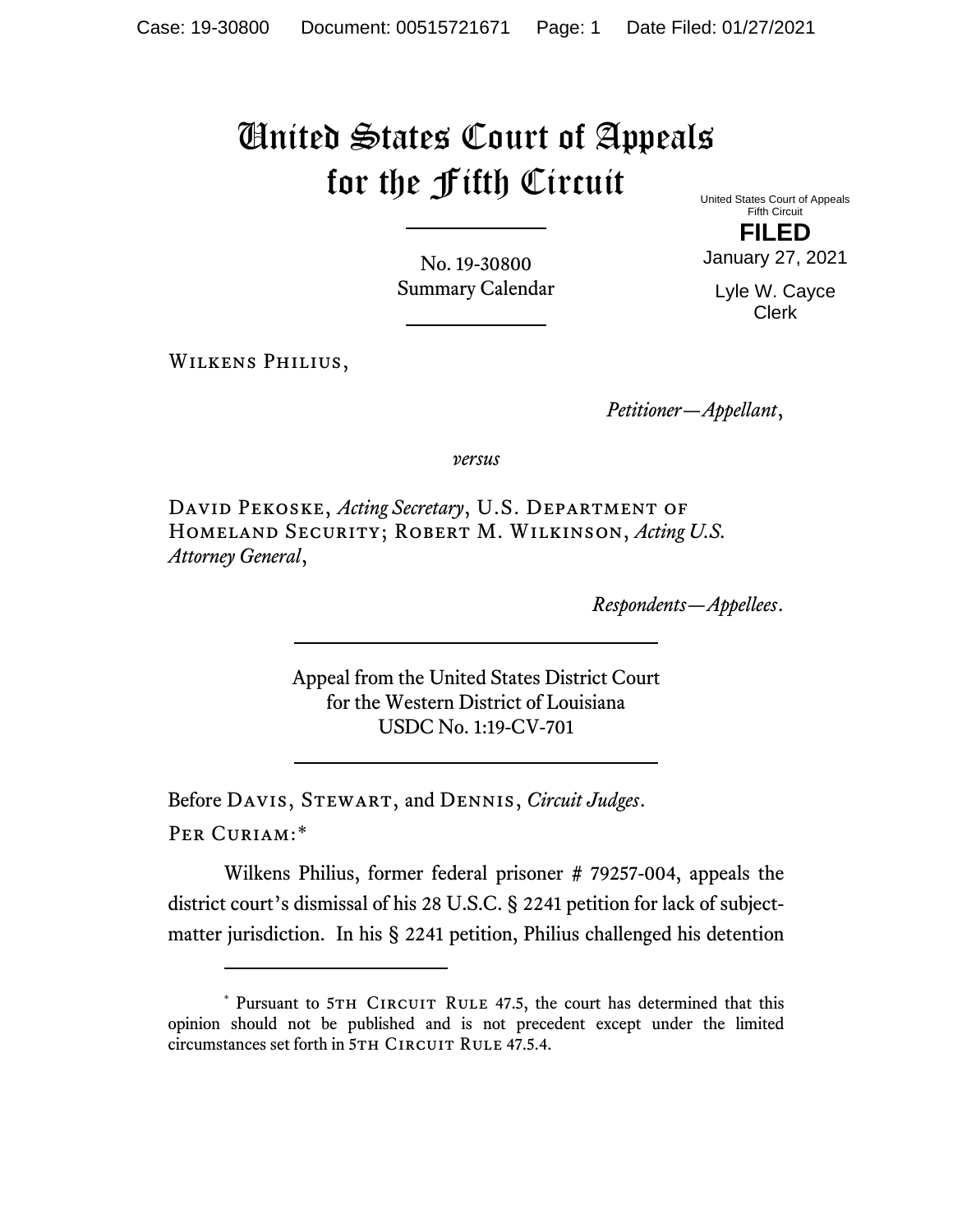# United States Court of Appeals for the Fifth Circuit

United States Court of Appeals
Fifth Circuit

**FILED**

January 27, 2021

Lyle W. Cayce
Clerk

No. 19-30800
Summary Calendar

Wilkens Philius,

*Petitioner—Appellant*,

*versus*

David Pekoske, *Acting Secretary*, U.S. Department of Homeland Security; Robert M. Wilkinson, *Acting U.S. Attorney General*,

*Respondents—Appellees*.

Appeal from the United States District Court
for the Western District of Louisiana
USDC No. 1:19-CV-701

Before Davis, Stewart, and Dennis, *Circuit Judges*.

Per Curiam:[*]

Wilkens Philius, former federal prisoner # 79257-004, appeals the district court's dismissal of his 28 U.S.C. § 2241 petition for lack of subject-matter jurisdiction. In his § 2241 petition, Philius challenged his detention

[*] Pursuant to 5th Circuit Rule 47.5, the court has determined that this opinion should not be published and is not precedent except under the limited circumstances set forth in 5th Circuit Rule 47.5.4.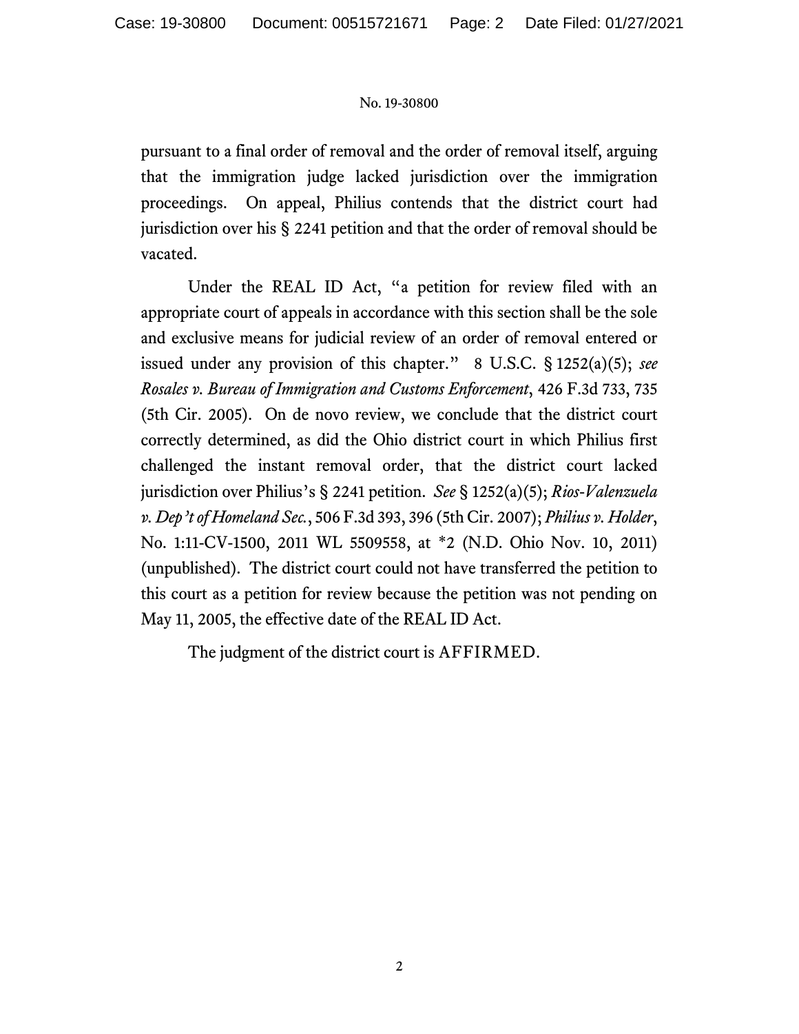pursuant to a final order of removal and the order of removal itself, arguing that the immigration judge lacked jurisdiction over the immigration proceedings. On appeal, Philius contends that the district court had jurisdiction over his § 2241 petition and that the order of removal should be vacated.

Under the REAL ID Act, "a petition for review filed with an appropriate court of appeals in accordance with this section shall be the sole and exclusive means for judicial review of an order of removal entered or issued under any provision of this chapter." 8 U.S.C. § 1252(a)(5); *see Rosales v. Bureau of Immigration and Customs Enforcement*, 426 F.3d 733, 735 (5th Cir. 2005). On de novo review, we conclude that the district court correctly determined, as did the Ohio district court in which Philius first challenged the instant removal order, that the district court lacked jurisdiction over Philius's § 2241 petition. *See* § 1252(a)(5); *Rios-Valenzuela v. Dep't of Homeland Sec.*, 506 F.3d 393, 396 (5th Cir. 2007); *Philius v. Holder*, No. 1:11-CV-1500, 2011 WL 5509558, at *2 (N.D. Ohio Nov. 10, 2011) (unpublished). The district court could not have transferred the petition to this court as a petition for review because the petition was not pending on May 11, 2005, the effective date of the REAL ID Act.

The judgment of the district court is AFFIRMED.